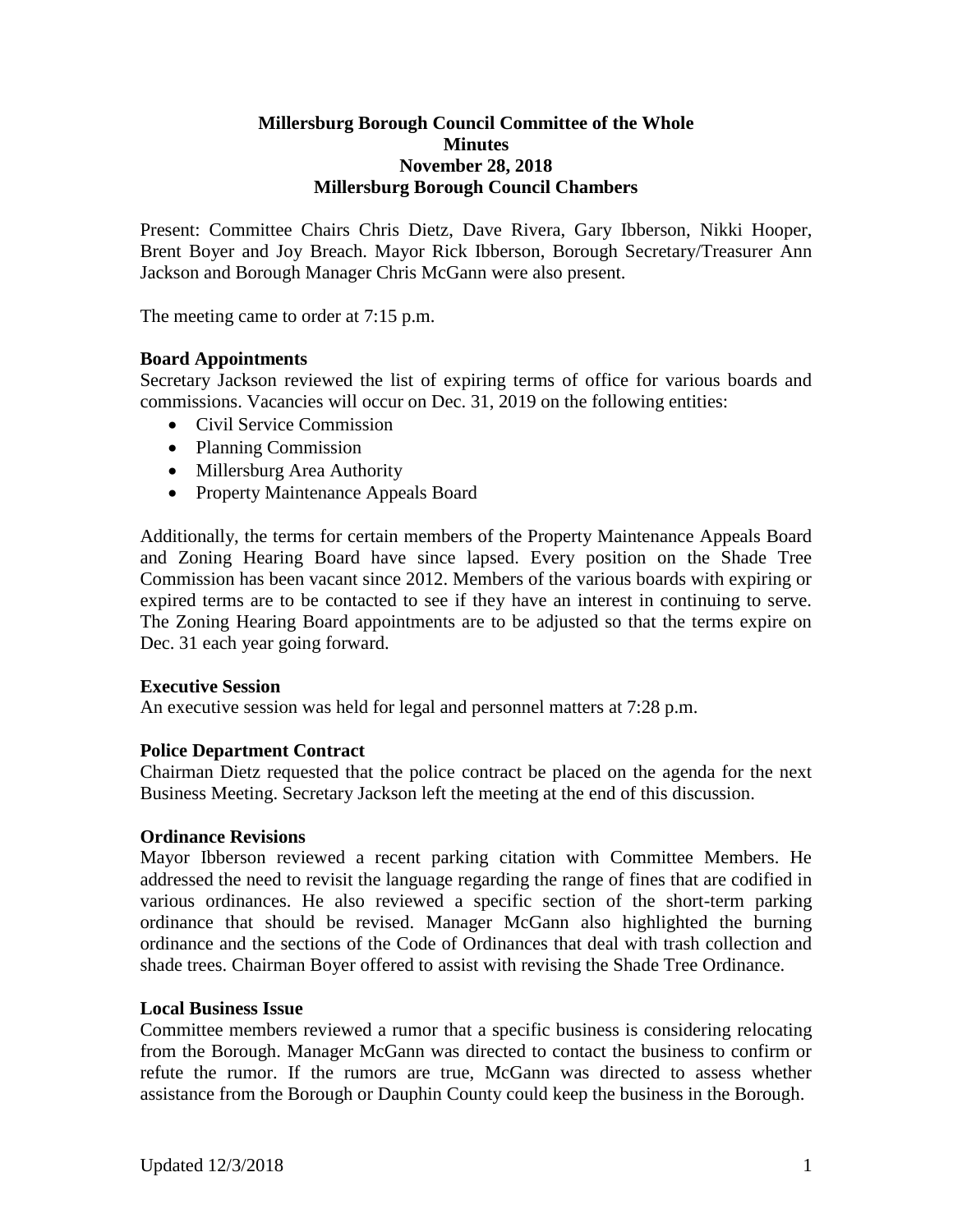**Millersburg Borough Council Committee of the Whole**
**Minutes**
**November 28, 2018**
**Millersburg Borough Council Chambers**

Present: Committee Chairs Chris Dietz, Dave Rivera, Gary Ibberson, Nikki Hooper, Brent Boyer and Joy Breach. Mayor Rick Ibberson, Borough Secretary/Treasurer Ann Jackson and Borough Manager Chris McGann were also present.

The meeting came to order at 7:15 p.m.

**Board Appointments**

Secretary Jackson reviewed the list of expiring terms of office for various boards and commissions. Vacancies will occur on Dec. 31, 2019 on the following entities:

- Civil Service Commission
- Planning Commission
- Millersburg Area Authority
- Property Maintenance Appeals Board

Additionally, the terms for certain members of the Property Maintenance Appeals Board and Zoning Hearing Board have since lapsed. Every position on the Shade Tree Commission has been vacant since 2012. Members of the various boards with expiring or expired terms are to be contacted to see if they have an interest in continuing to serve. The Zoning Hearing Board appointments are to be adjusted so that the terms expire on Dec. 31 each year going forward.

**Executive Session**

An executive session was held for legal and personnel matters at 7:28 p.m.

**Police Department Contract**

Chairman Dietz requested that the police contract be placed on the agenda for the next Business Meeting. Secretary Jackson left the meeting at the end of this discussion.

**Ordinance Revisions**

Mayor Ibberson reviewed a recent parking citation with Committee Members. He addressed the need to revisit the language regarding the range of fines that are codified in various ordinances. He also reviewed a specific section of the short-term parking ordinance that should be revised. Manager McGann also highlighted the burning ordinance and the sections of the Code of Ordinances that deal with trash collection and shade trees. Chairman Boyer offered to assist with revising the Shade Tree Ordinance.

**Local Business Issue**

Committee members reviewed a rumor that a specific business is considering relocating from the Borough. Manager McGann was directed to contact the business to confirm or refute the rumor. If the rumors are true, McGann was directed to assess whether assistance from the Borough or Dauphin County could keep the business in the Borough.

Updated 12/3/2018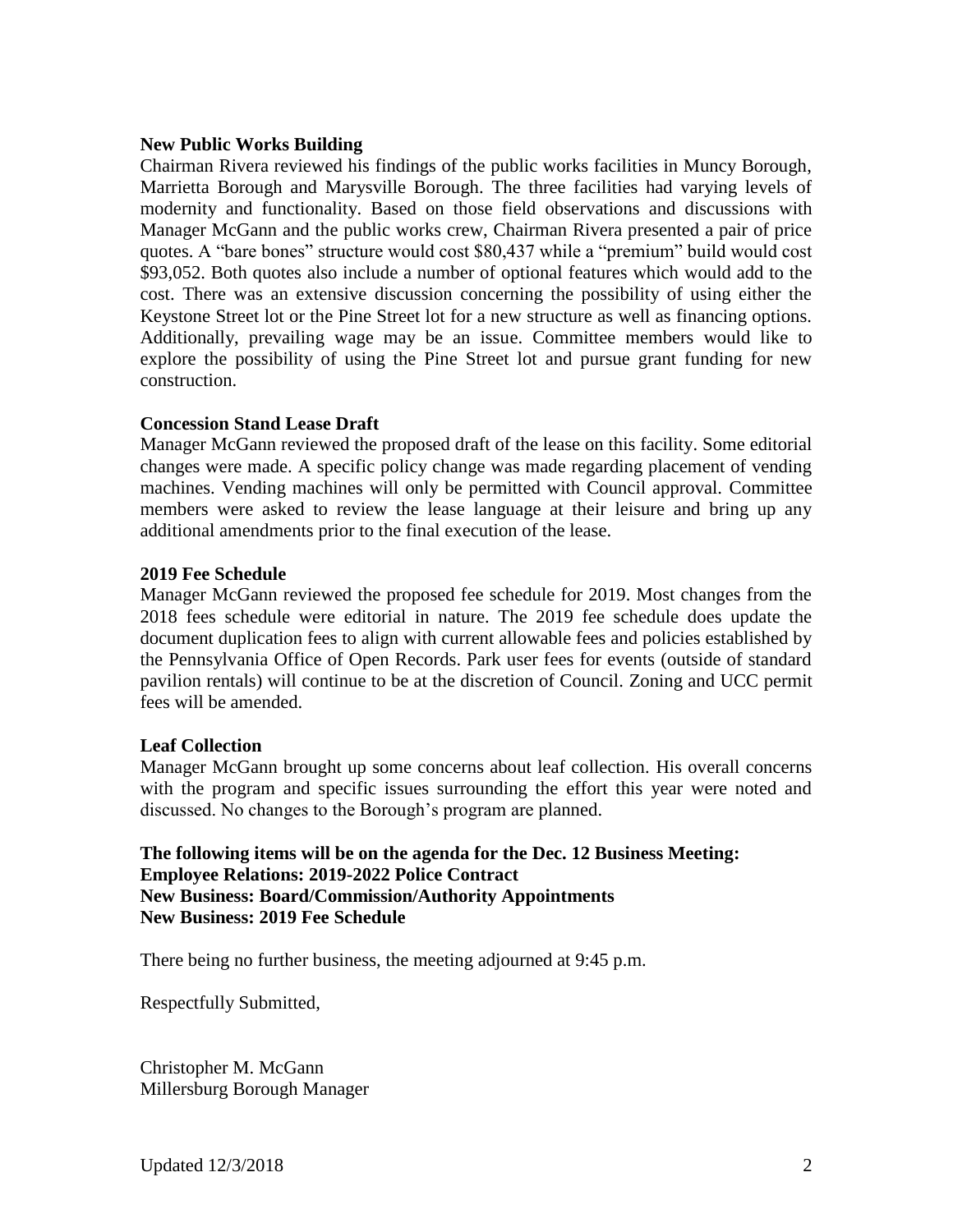**New Public Works Building**

Chairman Rivera reviewed his findings of the public works facilities in Muncy Borough, Marrietta Borough and Marysville Borough. The three facilities had varying levels of modernity and functionality. Based on those field observations and discussions with Manager McGann and the public works crew, Chairman Rivera presented a pair of price quotes. A "bare bones" structure would cost $80,437 while a "premium" build would cost $93,052. Both quotes also include a number of optional features which would add to the cost. There was an extensive discussion concerning the possibility of using either the Keystone Street lot or the Pine Street lot for a new structure as well as financing options. Additionally, prevailing wage may be an issue. Committee members would like to explore the possibility of using the Pine Street lot and pursue grant funding for new construction.

**Concession Stand Lease Draft**

Manager McGann reviewed the proposed draft of the lease on this facility. Some editorial changes were made. A specific policy change was made regarding placement of vending machines. Vending machines will only be permitted with Council approval. Committee members were asked to review the lease language at their leisure and bring up any additional amendments prior to the final execution of the lease.

**2019 Fee Schedule**

Manager McGann reviewed the proposed fee schedule for 2019. Most changes from the 2018 fees schedule were editorial in nature. The 2019 fee schedule does update the document duplication fees to align with current allowable fees and policies established by the Pennsylvania Office of Open Records. Park user fees for events (outside of standard pavilion rentals) will continue to be at the discretion of Council. Zoning and UCC permit fees will be amended.

**Leaf Collection**

Manager McGann brought up some concerns about leaf collection. His overall concerns with the program and specific issues surrounding the effort this year were noted and discussed. No changes to the Borough's program are planned.

**The following items will be on the agenda for the Dec. 12 Business Meeting:**
**Employee Relations: 2019-2022 Police Contract**
**New Business: Board/Commission/Authority Appointments**
**New Business: 2019 Fee Schedule**

There being no further business, the meeting adjourned at 9:45 p.m.

Respectfully Submitted,

Christopher M. McGann
Millersburg Borough Manager

Updated 12/3/2018